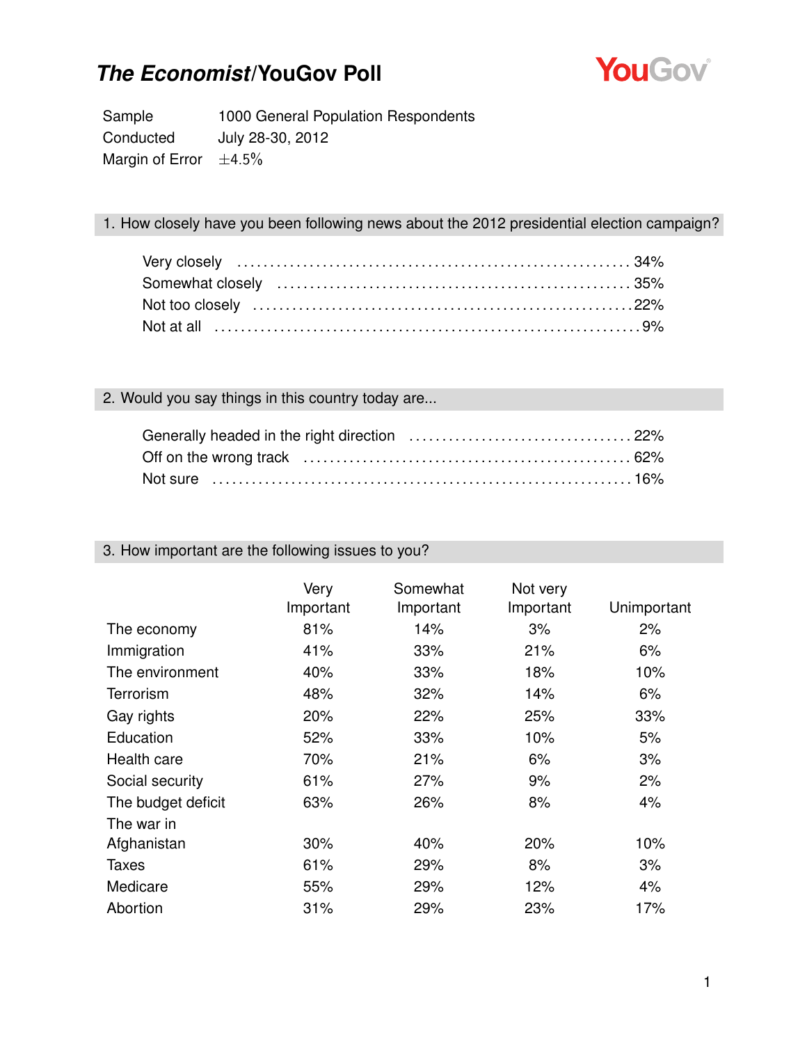# *The Economist*/YouGov Poll

| | |
|---|---|
| Sample | 1000 General Population Respondents |
| Conducted | July 28-30, 2012 |
| Margin of Error | ±4.5% |

## 1. How closely have you been following news about the 2012 presidential election campaign?

| | |
|---|---|
| Very closely | 34% |
| Somewhat closely | 35% |
| Not too closely | 22% |
| Not at all | 9% |

## 2. Would you say things in this country today are...

| | |
|---|---|
| Generally headed in the right direction | 22% |
| Off on the wrong track | 62% |
| Not sure | 16% |

## 3. How important are the following issues to you?

| | Very Important | Somewhat Important | Not very Important | Unimportant |
|---|---|---|---|---|
| The economy | 81% | 14% | 3% | 2% |
| Immigration | 41% | 33% | 21% | 6% |
| The environment | 40% | 33% | 18% | 10% |
| Terrorism | 48% | 32% | 14% | 6% |
| Gay rights | 20% | 22% | 25% | 33% |
| Education | 52% | 33% | 10% | 5% |
| Health care | 70% | 21% | 6% | 3% |
| Social security | 61% | 27% | 9% | 2% |
| The budget deficit | 63% | 26% | 8% | 4% |
| The war in Afghanistan | 30% | 40% | 20% | 10% |
| Taxes | 61% | 29% | 8% | 3% |
| Medicare | 55% | 29% | 12% | 4% |
| Abortion | 31% | 29% | 23% | 17% |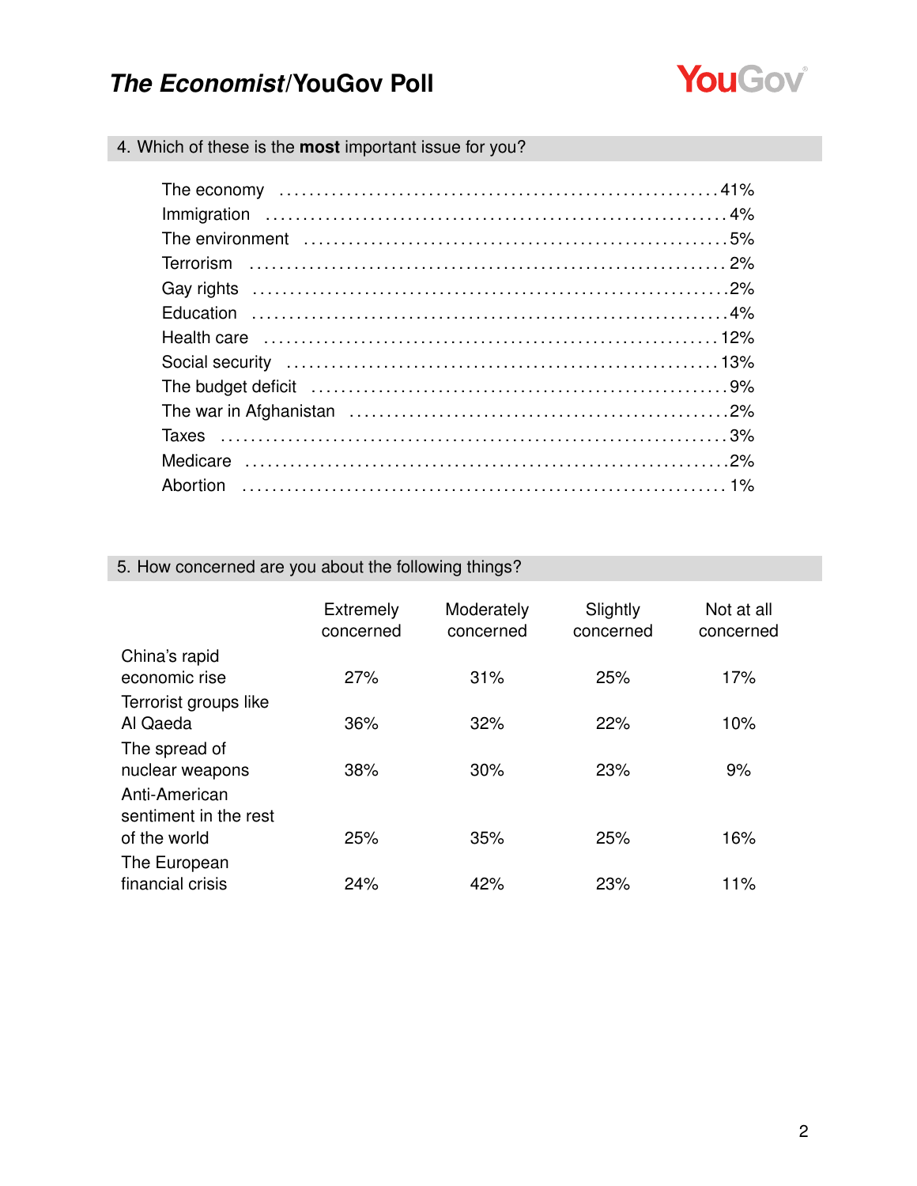## 4. Which of these is the **most** important issue for you?

| | |
|---|---|
| The economy | 41% |
| Immigration | 4% |
| The environment | 5% |
| Terrorism | 2% |
| Gay rights | 2% |
| Education | 4% |
| Health care | 12% |
| Social security | 13% |
| The budget deficit | 9% |
| The war in Afghanistan | 2% |
| Taxes | 3% |
| Medicare | 2% |
| Abortion | 1% |

## 5. How concerned are you about the following things?

| | Extremely concerned | Moderately concerned | Slightly concerned | Not at all concerned |
|---|---|---|---|---|
| China's rapid economic rise | 27% | 31% | 25% | 17% |
| Terrorist groups like Al Qaeda | 36% | 32% | 22% | 10% |
| The spread of nuclear weapons | 38% | 30% | 23% | 9% |
| Anti-American sentiment in the rest of the world | 25% | 35% | 25% | 16% |
| The European financial crisis | 24% | 42% | 23% | 11% |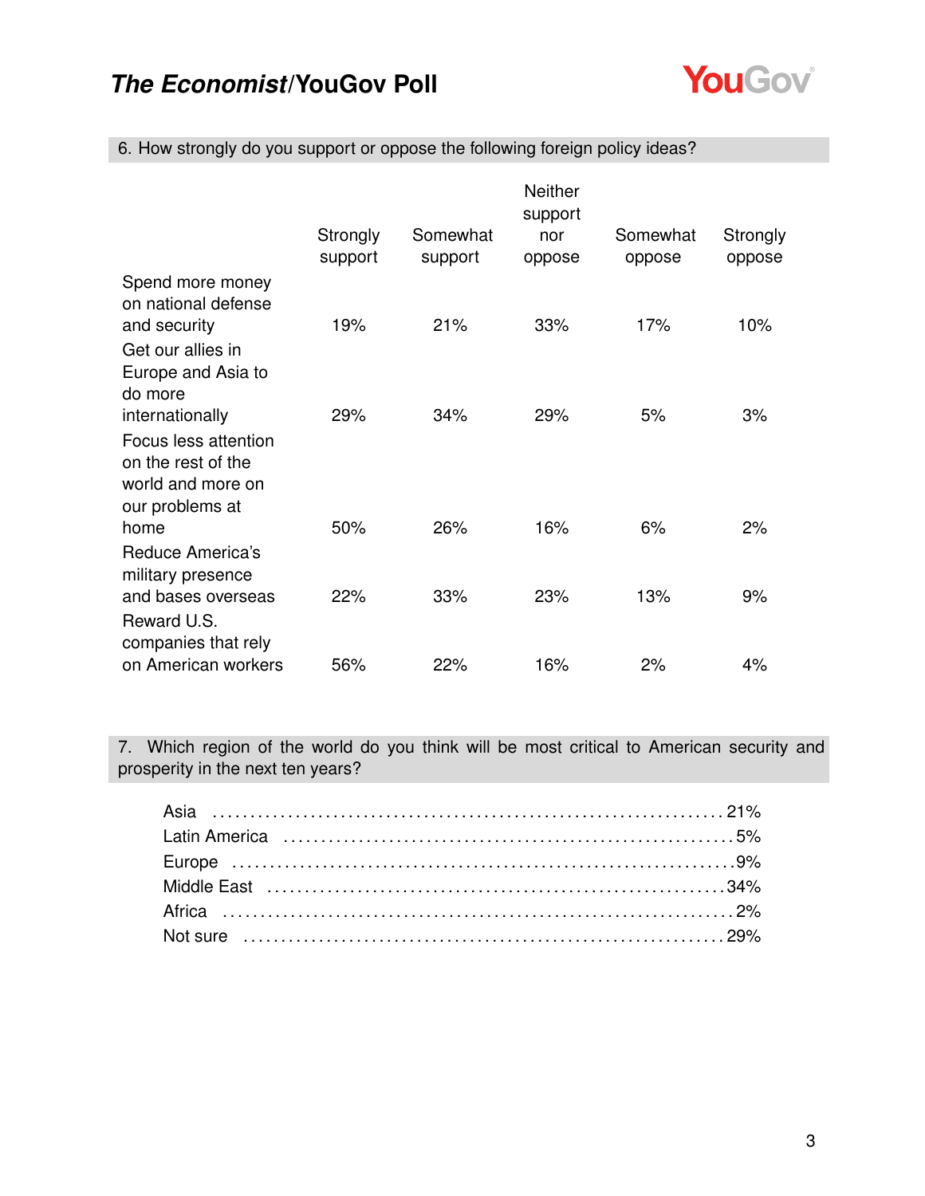6. How strongly do you support or oppose the following foreign policy ideas?

| | Strongly support | Somewhat support | Neither support nor oppose | Somewhat oppose | Strongly oppose |
|---|---|---|---|---|---|
| Spend more money on national defense and security | 19% | 21% | 33% | 17% | 10% |
| Get our allies in Europe and Asia to do more internationally | 29% | 34% | 29% | 5% | 3% |
| Focus less attention on the rest of the world and more on our problems at home | 50% | 26% | 16% | 6% | 2% |
| Reduce America's military presence and bases overseas | 22% | 33% | 23% | 13% | 9% |
| Reward U.S. companies that rely on American workers | 56% | 22% | 16% | 2% | 4% |

7. Which region of the world do you think will be most critical to American security and prosperity in the next ten years?

| | |
|---|---|
| Asia | 21% |
| Latin America | 5% |
| Europe | 9% |
| Middle East | 34% |
| Africa | 2% |
| Not sure | 29% |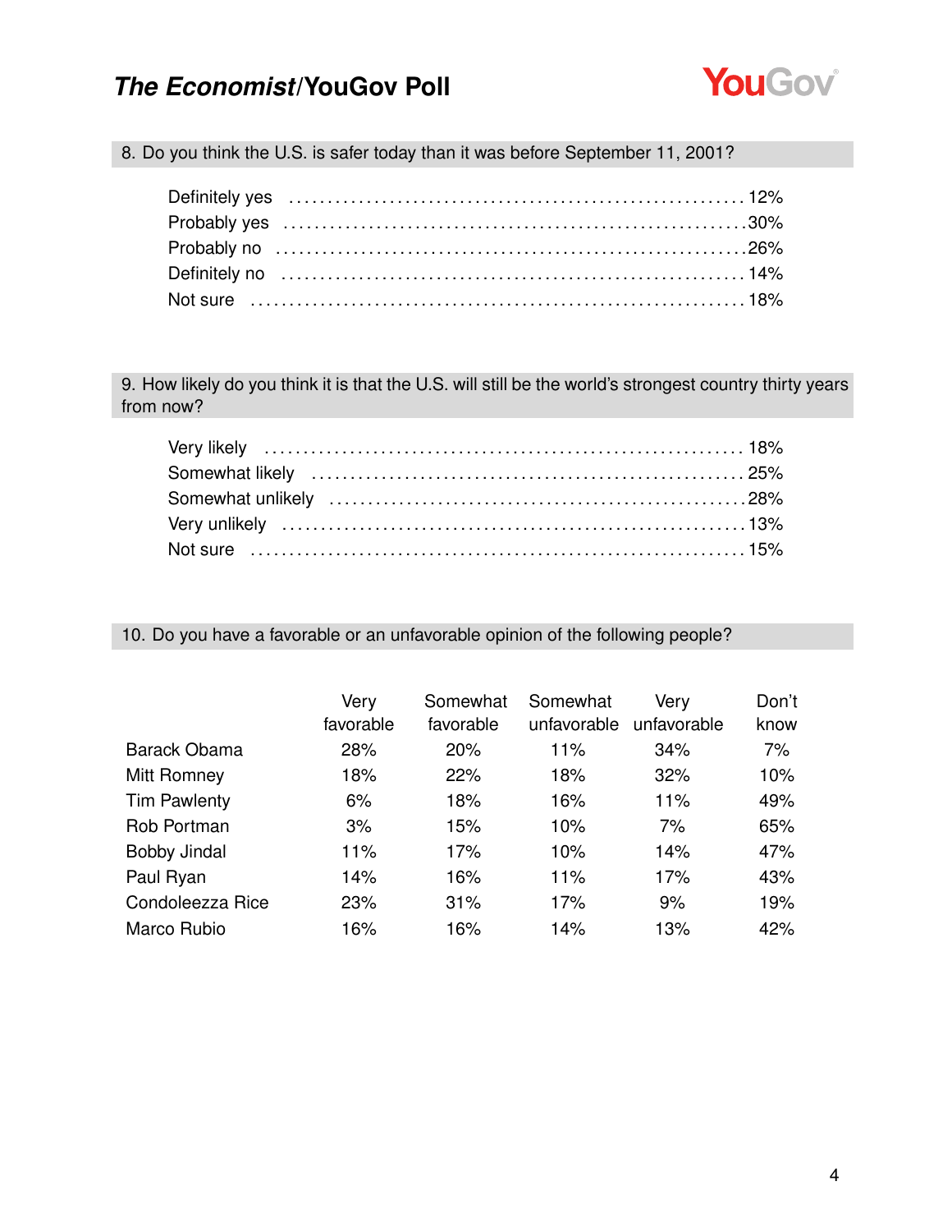### 8. Do you think the U.S. is safer today than it was before September 11, 2001?

| | |
|---|---|
| Definitely yes | 12% |
| Probably yes | 30% |
| Probably no | 26% |
| Definitely no | 14% |
| Not sure | 18% |

### 9. How likely do you think it is that the U.S. will still be the world's strongest country thirty years from now?

| | |
|---|---|
| Very likely | 18% |
| Somewhat likely | 25% |
| Somewhat unlikely | 28% |
| Very unlikely | 13% |
| Not sure | 15% |

### 10. Do you have a favorable or an unfavorable opinion of the following people?

| | Very favorable | Somewhat favorable | Somewhat unfavorable | Very unfavorable | Don't know |
|---|---|---|---|---|---|
| Barack Obama | 28% | 20% | 11% | 34% | 7% |
| Mitt Romney | 18% | 22% | 18% | 32% | 10% |
| Tim Pawlenty | 6% | 18% | 16% | 11% | 49% |
| Rob Portman | 3% | 15% | 10% | 7% | 65% |
| Bobby Jindal | 11% | 17% | 10% | 14% | 47% |
| Paul Ryan | 14% | 16% | 11% | 17% | 43% |
| Condoleezza Rice | 23% | 31% | 17% | 9% | 19% |
| Marco Rubio | 16% | 16% | 14% | 13% | 42% |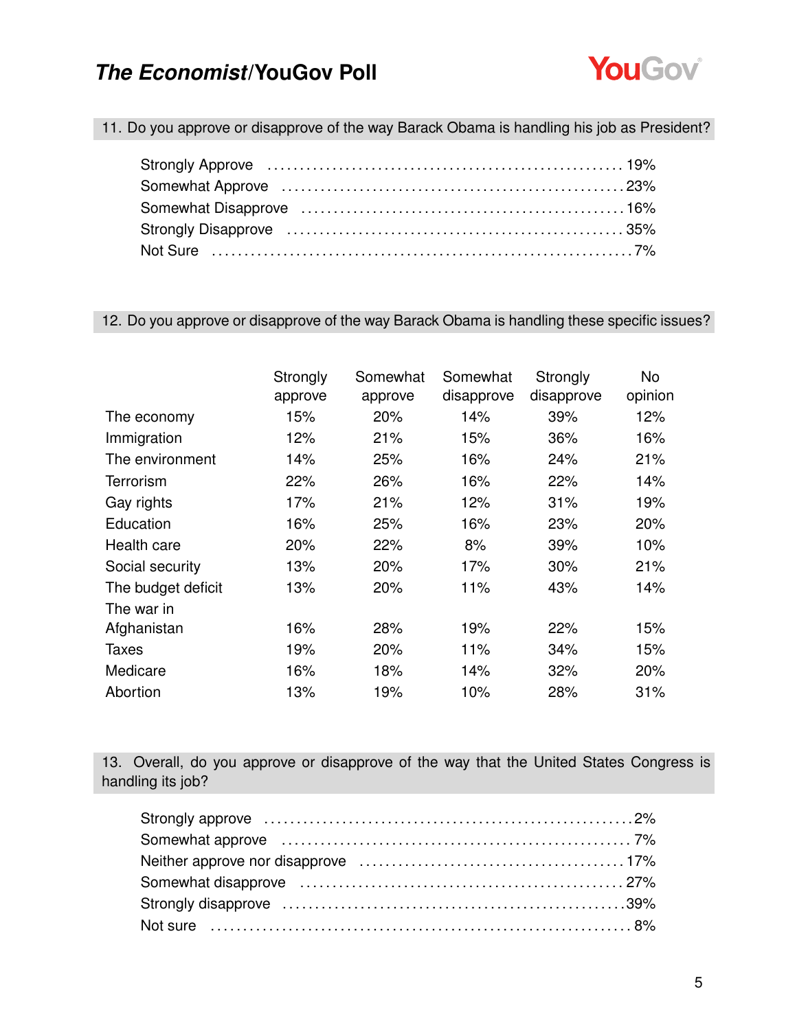**11. Do you approve or disapprove of the way Barack Obama is handling his job as President?**

| | |
|---|---|
| Strongly Approve | 19% |
| Somewhat Approve | 23% |
| Somewhat Disapprove | 16% |
| Strongly Disapprove | 35% |
| Not Sure | 7% |

**12. Do you approve or disapprove of the way Barack Obama is handling these specific issues?**

| | Strongly approve | Somewhat approve | Somewhat disapprove | Strongly disapprove | No opinion |
|---|---|---|---|---|---|
| The economy | 15% | 20% | 14% | 39% | 12% |
| Immigration | 12% | 21% | 15% | 36% | 16% |
| The environment | 14% | 25% | 16% | 24% | 21% |
| Terrorism | 22% | 26% | 16% | 22% | 14% |
| Gay rights | 17% | 21% | 12% | 31% | 19% |
| Education | 16% | 25% | 16% | 23% | 20% |
| Health care | 20% | 22% | 8% | 39% | 10% |
| Social security | 13% | 20% | 17% | 30% | 21% |
| The budget deficit | 13% | 20% | 11% | 43% | 14% |
| The war in Afghanistan | 16% | 28% | 19% | 22% | 15% |
| Taxes | 19% | 20% | 11% | 34% | 15% |
| Medicare | 16% | 18% | 14% | 32% | 20% |
| Abortion | 13% | 19% | 10% | 28% | 31% |

**13. Overall, do you approve or disapprove of the way that the United States Congress is handling its job?**

| | |
|---|---|
| Strongly approve | 2% |
| Somewhat approve | 7% |
| Neither approve nor disapprove | 17% |
| Somewhat disapprove | 27% |
| Strongly disapprove | 39% |
| Not sure | 8% |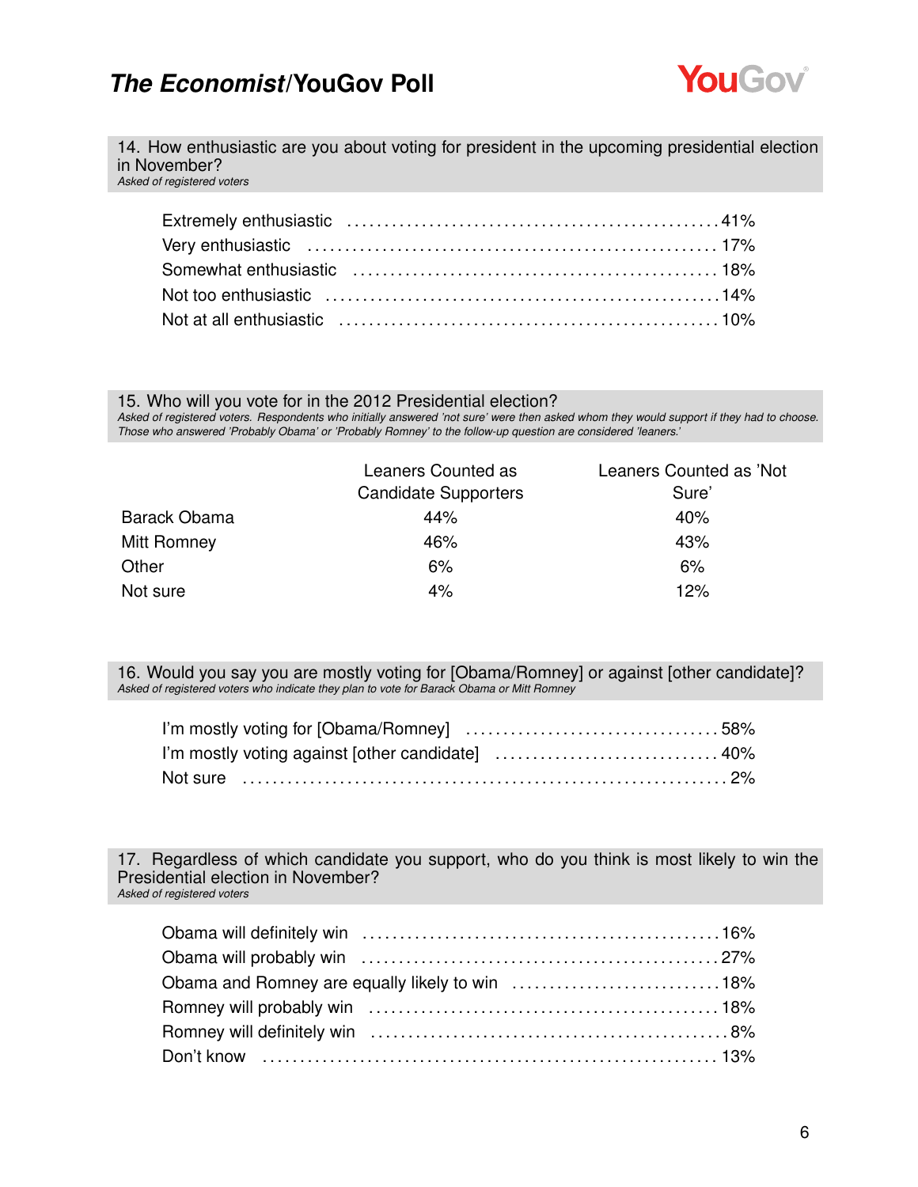## 14. How enthusiastic are you about voting for president in the upcoming presidential election in November?

*Asked of registered voters*

| | |
|---|---|
| Extremely enthusiastic | 41% |
| Very enthusiastic | 17% |
| Somewhat enthusiastic | 18% |
| Not too enthusiastic | 14% |
| Not at all enthusiastic | 10% |

## 15. Who will you vote for in the 2012 Presidential election?

*Asked of registered voters. Respondents who initially answered 'not sure' were then asked whom they would support if they had to choose. Those who answered 'Probably Obama' or 'Probably Romney' to the follow-up question are considered 'leaners.'*

| | Leaners Counted as Candidate Supporters | Leaners Counted as 'Not Sure' |
|---|---|---|
| Barack Obama | 44% | 40% |
| Mitt Romney | 46% | 43% |
| Other | 6% | 6% |
| Not sure | 4% | 12% |

## 16. Would you say you are mostly voting for [Obama/Romney] or against [other candidate]?

*Asked of registered voters who indicate they plan to vote for Barack Obama or Mitt Romney*

| | |
|---|---|
| I'm mostly voting for [Obama/Romney] | 58% |
| I'm mostly voting against [other candidate] | 40% |
| Not sure | 2% |

## 17. Regardless of which candidate you support, who do you think is most likely to win the Presidential election in November?

*Asked of registered voters*

| | |
|---|---|
| Obama will definitely win | 16% |
| Obama will probably win | 27% |
| Obama and Romney are equally likely to win | 18% |
| Romney will probably win | 18% |
| Romney will definitely win | 8% |
| Don't know | 13% |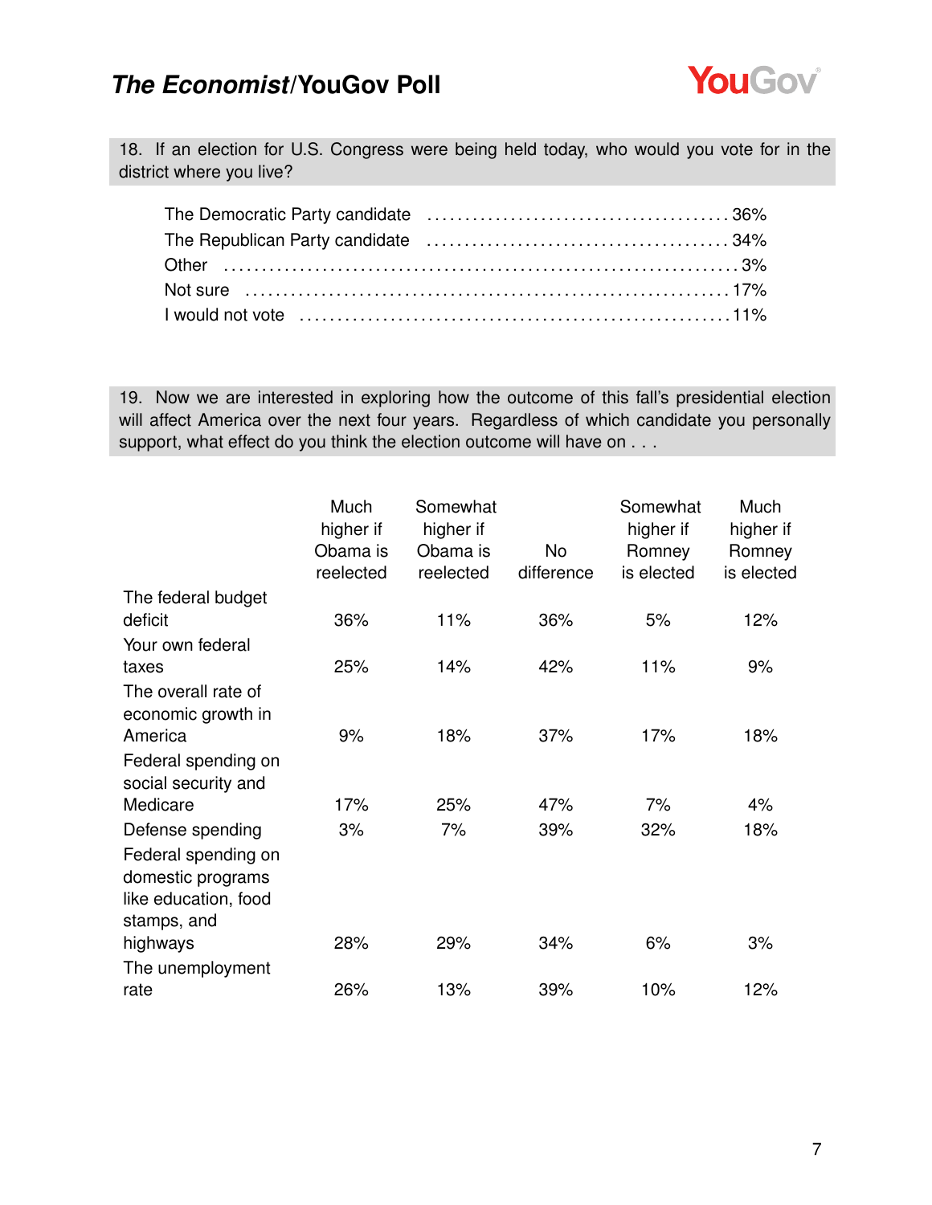18. If an election for U.S. Congress were being held today, who would you vote for in the district where you live?

| | |
|---|---|
| The Democratic Party candidate | 36% |
| The Republican Party candidate | 34% |
| Other | 3% |
| Not sure | 17% |
| I would not vote | 11% |

19. Now we are interested in exploring how the outcome of this fall's presidential election will affect America over the next four years. Regardless of which candidate you personally support, what effect do you think the election outcome will have on . . .

| | Much higher if Obama is reelected | Somewhat higher if Obama is reelected | No difference | Somewhat higher if Romney is elected | Much higher if Romney is elected |
|---|---|---|---|---|---|
| The federal budget deficit | 36% | 11% | 36% | 5% | 12% |
| Your own federal taxes | 25% | 14% | 42% | 11% | 9% |
| The overall rate of economic growth in America | 9% | 18% | 37% | 17% | 18% |
| Federal spending on social security and Medicare | 17% | 25% | 47% | 7% | 4% |
| Defense spending | 3% | 7% | 39% | 32% | 18% |
| Federal spending on domestic programs like education, food stamps, and highways | 28% | 29% | 34% | 6% | 3% |
| The unemployment rate | 26% | 13% | 39% | 10% | 12% |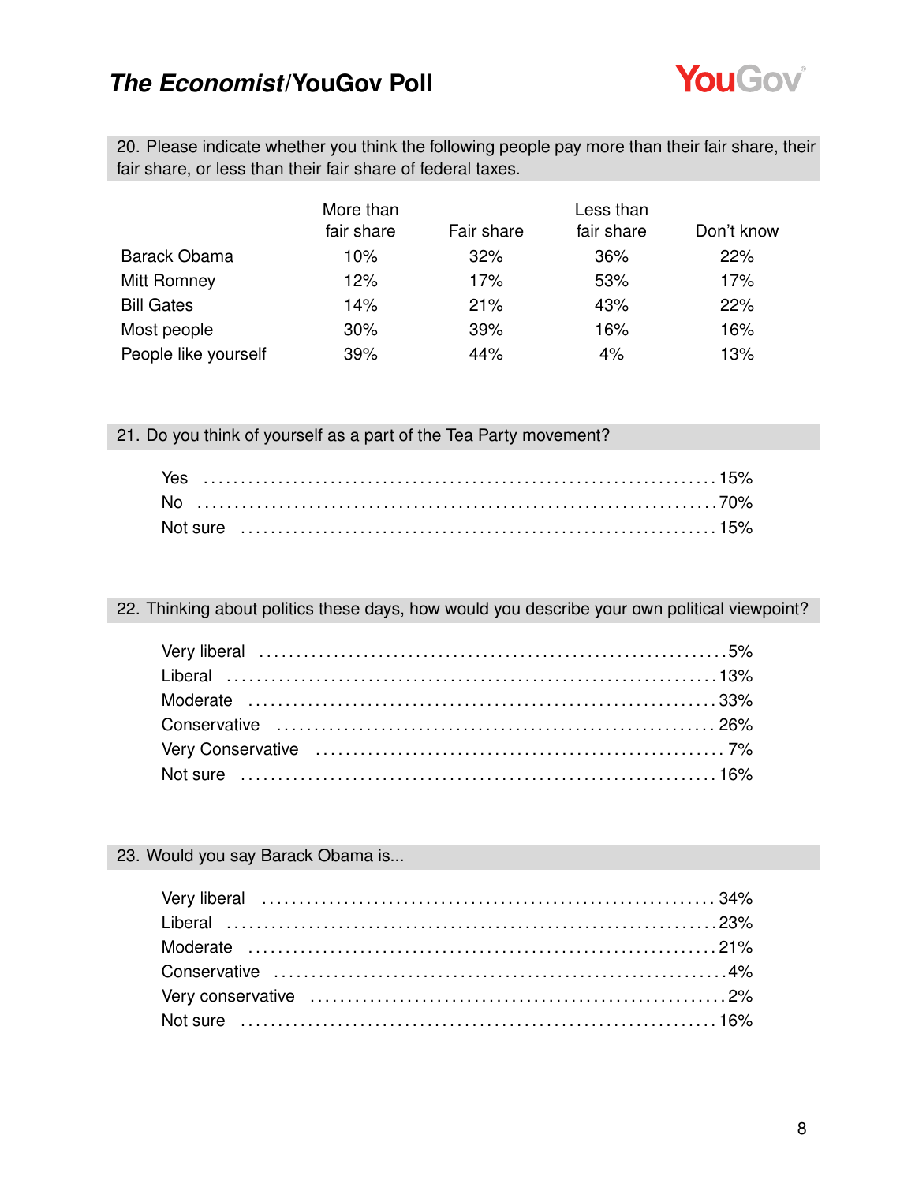## 20. Please indicate whether you think the following people pay more than their fair share, their fair share, or less than their fair share of federal taxes.

| | More than fair share | Fair share | Less than fair share | Don't know |
|---|---|---|---|---|
| Barack Obama | 10% | 32% | 36% | 22% |
| Mitt Romney | 12% | 17% | 53% | 17% |
| Bill Gates | 14% | 21% | 43% | 22% |
| Most people | 30% | 39% | 16% | 16% |
| People like yourself | 39% | 44% | 4% | 13% |

## 21. Do you think of yourself as a part of the Tea Party movement?

| | |
|---|---|
| Yes | 15% |
| No | 70% |
| Not sure | 15% |

## 22. Thinking about politics these days, how would you describe your own political viewpoint?

| | |
|---|---|
| Very liberal | 5% |
| Liberal | 13% |
| Moderate | 33% |
| Conservative | 26% |
| Very Conservative | 7% |
| Not sure | 16% |

## 23. Would you say Barack Obama is...

| | |
|---|---|
| Very liberal | 34% |
| Liberal | 23% |
| Moderate | 21% |
| Conservative | 4% |
| Very conservative | 2% |
| Not sure | 16% |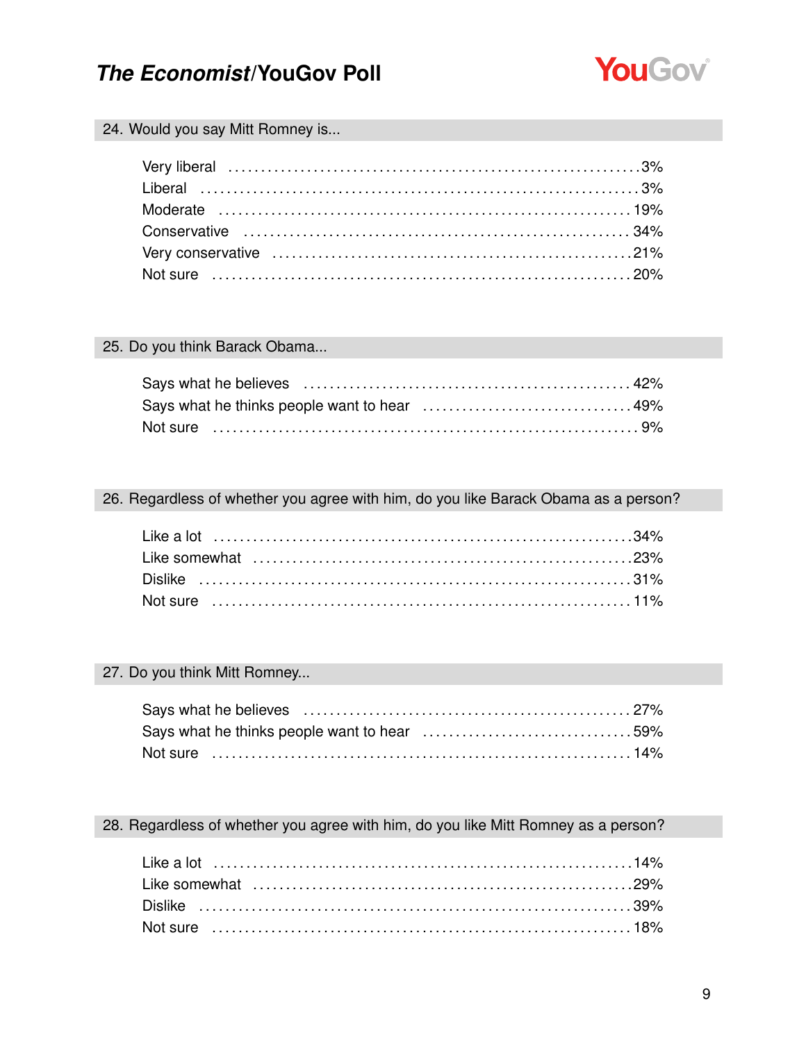## 24. Would you say Mitt Romney is...

| | |
|---|---|
| Very liberal | 3% |
| Liberal | 3% |
| Moderate | 19% |
| Conservative | 34% |
| Very conservative | 21% |
| Not sure | 20% |

## 25. Do you think Barack Obama...

| | |
|---|---|
| Says what he believes | 42% |
| Says what he thinks people want to hear | 49% |
| Not sure | 9% |

## 26. Regardless of whether you agree with him, do you like Barack Obama as a person?

| | |
|---|---|
| Like a lot | 34% |
| Like somewhat | 23% |
| Dislike | 31% |
| Not sure | 11% |

## 27. Do you think Mitt Romney...

| | |
|---|---|
| Says what he believes | 27% |
| Says what he thinks people want to hear | 59% |
| Not sure | 14% |

## 28. Regardless of whether you agree with him, do you like Mitt Romney as a person?

| | |
|---|---|
| Like a lot | 14% |
| Like somewhat | 29% |
| Dislike | 39% |
| Not sure | 18% |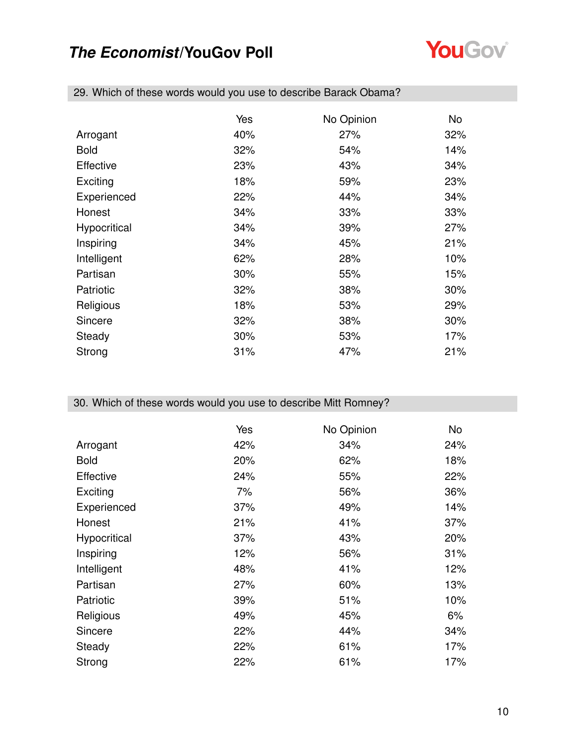### 29. Which of these words would you use to describe Barack Obama?

| | Yes | No Opinion | No |
|---|---|---|---|
| Arrogant | 40% | 27% | 32% |
| Bold | 32% | 54% | 14% |
| Effective | 23% | 43% | 34% |
| Exciting | 18% | 59% | 23% |
| Experienced | 22% | 44% | 34% |
| Honest | 34% | 33% | 33% |
| Hypocritical | 34% | 39% | 27% |
| Inspiring | 34% | 45% | 21% |
| Intelligent | 62% | 28% | 10% |
| Partisan | 30% | 55% | 15% |
| Patriotic | 32% | 38% | 30% |
| Religious | 18% | 53% | 29% |
| Sincere | 32% | 38% | 30% |
| Steady | 30% | 53% | 17% |
| Strong | 31% | 47% | 21% |

### 30. Which of these words would you use to describe Mitt Romney?

| | Yes | No Opinion | No |
|---|---|---|---|
| Arrogant | 42% | 34% | 24% |
| Bold | 20% | 62% | 18% |
| Effective | 24% | 55% | 22% |
| Exciting | 7% | 56% | 36% |
| Experienced | 37% | 49% | 14% |
| Honest | 21% | 41% | 37% |
| Hypocritical | 37% | 43% | 20% |
| Inspiring | 12% | 56% | 31% |
| Intelligent | 48% | 41% | 12% |
| Partisan | 27% | 60% | 13% |
| Patriotic | 39% | 51% | 10% |
| Religious | 49% | 45% | 6% |
| Sincere | 22% | 44% | 34% |
| Steady | 22% | 61% | 17% |
| Strong | 22% | 61% | 17% |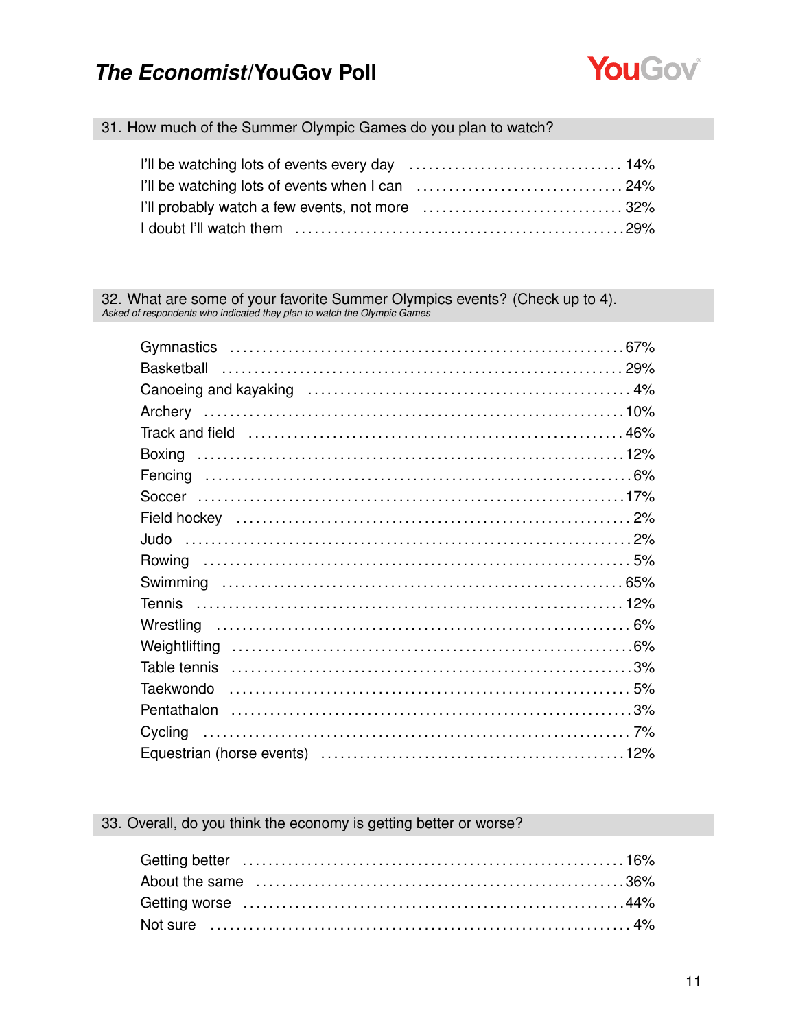## 31. How much of the Summer Olympic Games do you plan to watch?

| | |
|---|---|
| I'll be watching lots of events every day | 14% |
| I'll be watching lots of events when I can | 24% |
| I'll probably watch a few events, not more | 32% |
| I doubt I'll watch them | 29% |

## 32. What are some of your favorite Summer Olympics events? (Check up to 4).

*Asked of respondents who indicated they plan to watch the Olympic Games*

| | |
|---|---|
| Gymnastics | 67% |
| Basketball | 29% |
| Canoeing and kayaking | 4% |
| Archery | 10% |
| Track and field | 46% |
| Boxing | 12% |
| Fencing | 6% |
| Soccer | 17% |
| Field hockey | 2% |
| Judo | 2% |
| Rowing | 5% |
| Swimming | 65% |
| Tennis | 12% |
| Wrestling | 6% |
| Weightlifting | 6% |
| Table tennis | 3% |
| Taekwondo | 5% |
| Pentathalon | 3% |
| Cycling | 7% |
| Equestrian (horse events) | 12% |

## 33. Overall, do you think the economy is getting better or worse?

| | |
|---|---|
| Getting better | 16% |
| About the same | 36% |
| Getting worse | 44% |
| Not sure | 4% |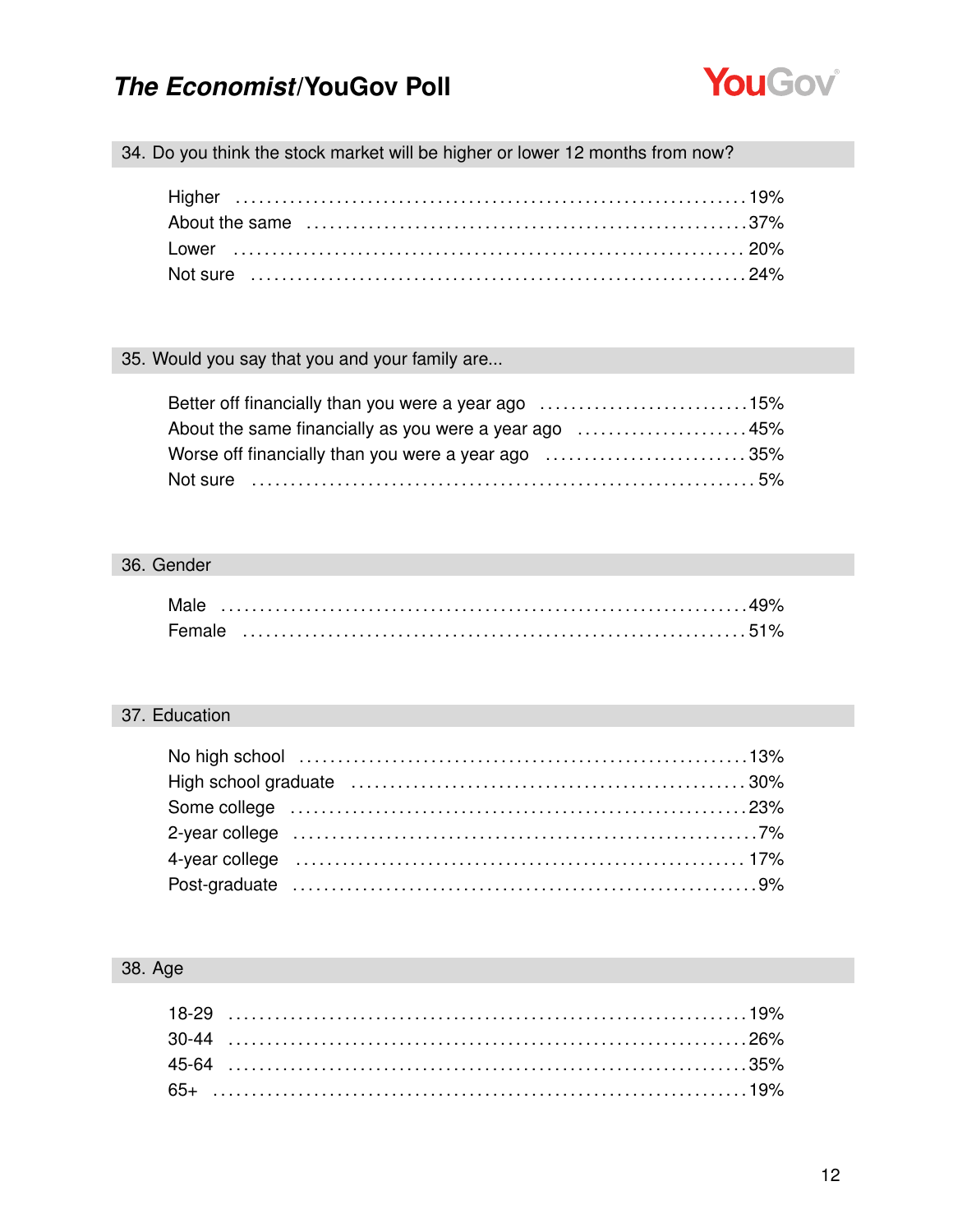### 34. Do you think the stock market will be higher or lower 12 months from now?

| Response | % |
|---|---|
| Higher | 19% |
| About the same | 37% |
| Lower | 20% |
| Not sure | 24% |

### 35. Would you say that you and your family are...

| Response | % |
|---|---|
| Better off financially than you were a year ago | 15% |
| About the same financially as you were a year ago | 45% |
| Worse off financially than you were a year ago | 35% |
| Not sure | 5% |

### 36. Gender

| Response | % |
|---|---|
| Male | 49% |
| Female | 51% |

### 37. Education

| Response | % |
|---|---|
| No high school | 13% |
| High school graduate | 30% |
| Some college | 23% |
| 2-year college | 7% |
| 4-year college | 17% |
| Post-graduate | 9% |

### 38. Age

| Response | % |
|---|---|
| 18-29 | 19% |
| 30-44 | 26% |
| 45-64 | 35% |
| 65+ | 19% |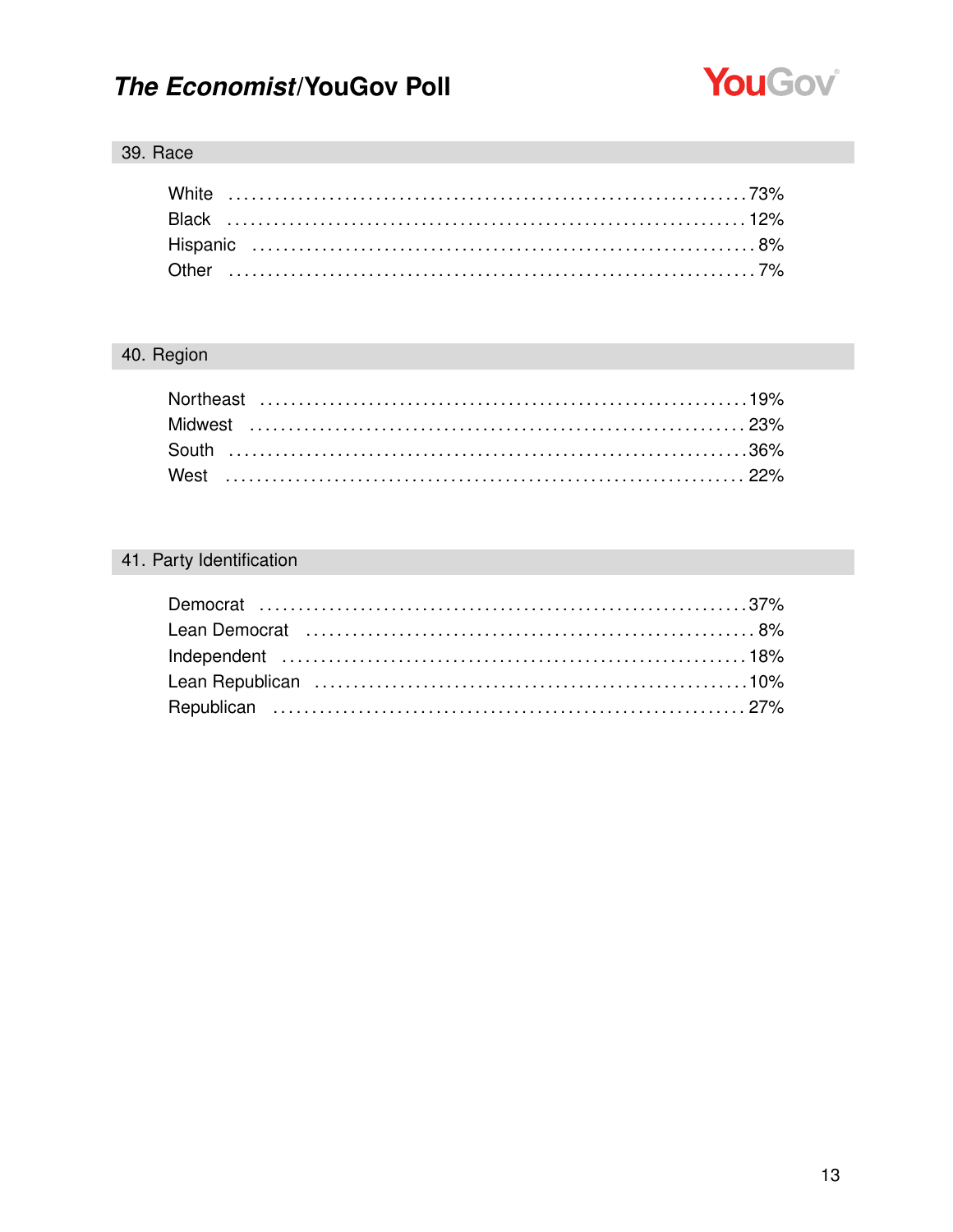## 39. Race

| | |
|---|---|
| White | 73% |
| Black | 12% |
| Hispanic | 8% |
| Other | 7% |

## 40. Region

| | |
|---|---|
| Northeast | 19% |
| Midwest | 23% |
| South | 36% |
| West | 22% |

## 41. Party Identification

| | |
|---|---|
| Democrat | 37% |
| Lean Democrat | 8% |
| Independent | 18% |
| Lean Republican | 10% |
| Republican | 27% |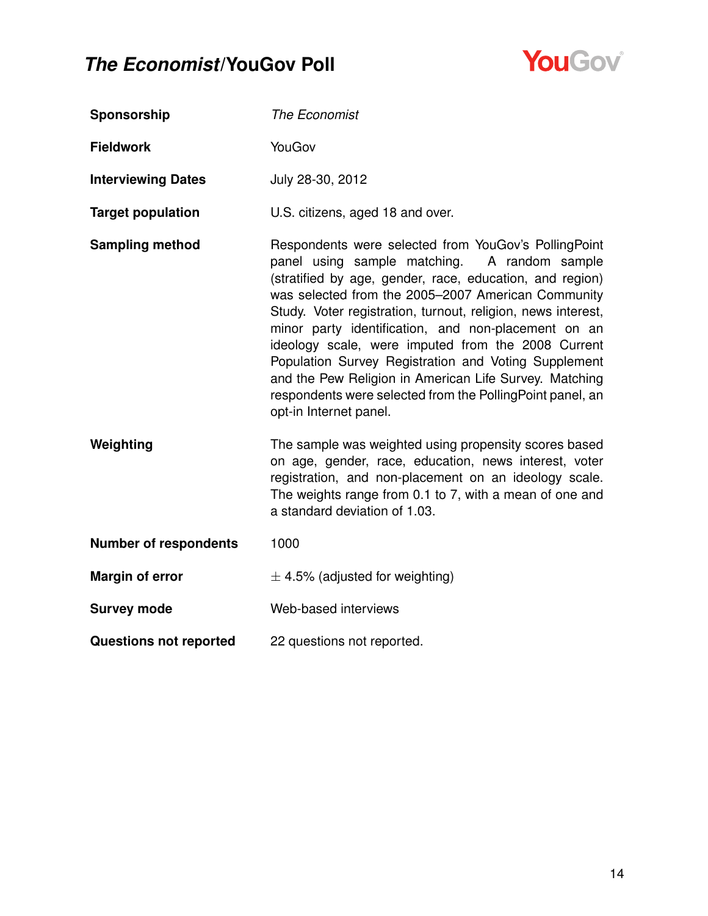# *The Economist*/YouGov Poll

| | |
|---|---|
| **Sponsorship** | *The Economist* |
| **Fieldwork** | YouGov |
| **Interviewing Dates** | July 28-30, 2012 |
| **Target population** | U.S. citizens, aged 18 and over. |
| **Sampling method** | Respondents were selected from YouGov's PollingPoint panel using sample matching. A random sample (stratified by age, gender, race, education, and region) was selected from the 2005–2007 American Community Study. Voter registration, turnout, religion, news interest, minor party identification, and non-placement on an ideology scale, were imputed from the 2008 Current Population Survey Registration and Voting Supplement and the Pew Religion in American Life Survey. Matching respondents were selected from the PollingPoint panel, an opt-in Internet panel. |
| **Weighting** | The sample was weighted using propensity scores based on age, gender, race, education, news interest, voter registration, and non-placement on an ideology scale. The weights range from 0.1 to 7, with a mean of one and a standard deviation of 1.03. |
| **Number of respondents** | 1000 |
| **Margin of error** | $\pm$ 4.5% (adjusted for weighting) |
| **Survey mode** | Web-based interviews |
| **Questions not reported** | 22 questions not reported. |